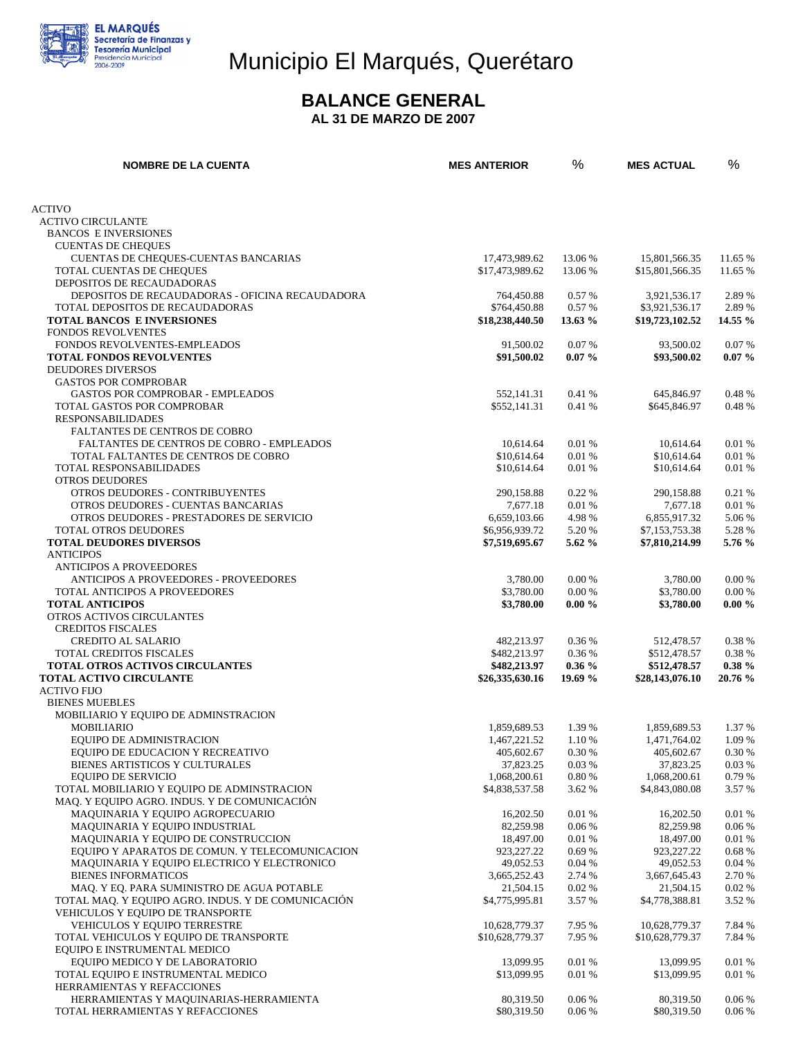# Municipio El Marqués, Querétaro

## BALANCE GENERAL

### AL 31 DE MARZO DE 2007

| NOMBRE DE LA CUENTA | MES ANTERIOR | % | MES ACTUAL | % |
|---|---|---|---|---|
| ACTIVO | | | | |
| ACTIVO CIRCULANTE | | | | |
| BANCOS E INVERSIONES | | | | |
| CUENTAS DE CHEQUES | | | | |
| CUENTAS DE CHEQUES-CUENTAS BANCARIAS | 17,473,989.62 | 13.06 % | 15,801,566.35 | 11.65 % |
| TOTAL CUENTAS DE CHEQUES | $17,473,989.62 | 13.06 % | $15,801,566.35 | 11.65 % |
| DEPOSITOS DE RECAUDADORAS | | | | |
| DEPOSITOS DE RECAUDADORAS - OFICINA RECAUDADORA | 764,450.88 | 0.57 % | 3,921,536.17 | 2.89 % |
| TOTAL DEPOSITOS DE RECAUDADORAS | $764,450.88 | 0.57 % | $3,921,536.17 | 2.89 % |
| **TOTAL BANCOS E INVERSIONES** | **$18,238,440.50** | **13.63 %** | **$19,723,102.52** | **14.55 %** |
| FONDOS REVOLVENTES | | | | |
| FONDOS REVOLVENTES-EMPLEADOS | 91,500.02 | 0.07 % | 93,500.02 | 0.07 % |
| **TOTAL FONDOS REVOLVENTES** | **$91,500.02** | **0.07 %** | **$93,500.02** | **0.07 %** |
| DEUDORES DIVERSOS | | | | |
| GASTOS POR COMPROBAR | | | | |
| GASTOS POR COMPROBAR - EMPLEADOS | 552,141.31 | 0.41 % | 645,846.97 | 0.48 % |
| TOTAL GASTOS POR COMPROBAR | $552,141.31 | 0.41 % | $645,846.97 | 0.48 % |
| RESPONSABILIDADES | | | | |
| FALTANTES DE CENTROS DE COBRO | | | | |
| FALTANTES DE CENTROS DE COBRO - EMPLEADOS | 10,614.64 | 0.01 % | 10,614.64 | 0.01 % |
| TOTAL FALTANTES DE CENTROS DE COBRO | $10,614.64 | 0.01 % | $10,614.64 | 0.01 % |
| TOTAL RESPONSABILIDADES | $10,614.64 | 0.01 % | $10,614.64 | 0.01 % |
| OTROS DEUDORES | | | | |
| OTROS DEUDORES - CONTRIBUYENTES | 290,158.88 | 0.22 % | 290,158.88 | 0.21 % |
| OTROS DEUDORES - CUENTAS BANCARIAS | 7,677.18 | 0.01 % | 7,677.18 | 0.01 % |
| OTROS DEUDORES - PRESTADORES DE SERVICIO | 6,659,103.66 | 4.98 % | 6,855,917.32 | 5.06 % |
| TOTAL OTROS DEUDORES | $6,956,939.72 | 5.20 % | $7,153,753.38 | 5.28 % |
| **TOTAL DEUDORES DIVERSOS** | **$7,519,695.67** | **5.62 %** | **$7,810,214.99** | **5.76 %** |
| ANTICIPOS | | | | |
| ANTICIPOS A PROVEEDORES | | | | |
| ANTICIPOS A PROVEEDORES - PROVEEDORES | 3,780.00 | 0.00 % | 3,780.00 | 0.00 % |
| TOTAL ANTICIPOS A PROVEEDORES | $3,780.00 | 0.00 % | $3,780.00 | 0.00 % |
| **TOTAL ANTICIPOS** | **$3,780.00** | **0.00 %** | **$3,780.00** | **0.00 %** |
| OTROS ACTIVOS CIRCULANTES | | | | |
| CREDITOS FISCALES | | | | |
| CREDITO AL SALARIO | 482,213.97 | 0.36 % | 512,478.57 | 0.38 % |
| TOTAL CREDITOS FISCALES | $482,213.97 | 0.36 % | $512,478.57 | 0.38 % |
| **TOTAL OTROS ACTIVOS CIRCULANTES** | **$482,213.97** | **0.36 %** | **$512,478.57** | **0.38 %** |
| **TOTAL ACTIVO CIRCULANTE** | **$26,335,630.16** | **19.69 %** | **$28,143,076.10** | **20.76 %** |
| ACTIVO FIJO | | | | |
| BIENES MUEBLES | | | | |
| MOBILIARIO Y EQUIPO DE ADMINSTRACION | | | | |
| MOBILIARIO | 1,859,689.53 | 1.39 % | 1,859,689.53 | 1.37 % |
| EQUIPO DE ADMINISTRACION | 1,467,221.52 | 1.10 % | 1,471,764.02 | 1.09 % |
| EQUIPO DE EDUCACION Y RECREATIVO | 405,602.67 | 0.30 % | 405,602.67 | 0.30 % |
| BIENES ARTISTICOS Y CULTURALES | 37,823.25 | 0.03 % | 37,823.25 | 0.03 % |
| EQUIPO DE SERVICIO | 1,068,200.61 | 0.80 % | 1,068,200.61 | 0.79 % |
| TOTAL MOBILIARIO Y EQUIPO DE ADMINSTRACION | $4,838,537.58 | 3.62 % | $4,843,080.08 | 3.57 % |
| MAQ. Y EQUIPO AGRO. INDUS. Y DE COMUNICACIÓN | | | | |
| MAQUINARIA Y EQUIPO AGROPECUARIO | 16,202.50 | 0.01 % | 16,202.50 | 0.01 % |
| MAQUINARIA Y EQUIPO INDUSTRIAL | 82,259.98 | 0.06 % | 82,259.98 | 0.06 % |
| MAQUINARIA Y EQUIPO DE CONSTRUCCION | 18,497.00 | 0.01 % | 18,497.00 | 0.01 % |
| EQUIPO Y APARATOS DE COMUN. Y TELECOMUNICACION | 923,227.22 | 0.69 % | 923,227.22 | 0.68 % |
| MAQUINARIA Y EQUIPO ELECTRICO Y ELECTRONICO | 49,052.53 | 0.04 % | 49,052.53 | 0.04 % |
| BIENES INFORMATICOS | 3,665,252.43 | 2.74 % | 3,667,645.43 | 2.70 % |
| MAQ. Y EQ. PARA SUMINISTRO DE AGUA POTABLE | 21,504.15 | 0.02 % | 21,504.15 | 0.02 % |
| TOTAL MAQ. Y EQUIPO AGRO. INDUS. Y DE COMUNICACIÓN | $4,775,995.81 | 3.57 % | $4,778,388.81 | 3.52 % |
| VEHICULOS Y EQUIPO DE TRANSPORTE | | | | |
| VEHICULOS Y EQUIPO TERRESTRE | 10,628,779.37 | 7.95 % | 10,628,779.37 | 7.84 % |
| TOTAL VEHICULOS Y EQUIPO DE TRANSPORTE | $10,628,779.37 | 7.95 % | $10,628,779.37 | 7.84 % |
| EQUIPO E INSTRUMENTAL MEDICO | | | | |
| EQUIPO MEDICO Y DE LABORATORIO | 13,099.95 | 0.01 % | 13,099.95 | 0.01 % |
| TOTAL EQUIPO E INSTRUMENTAL MEDICO | $13,099.95 | 0.01 % | $13,099.95 | 0.01 % |
| HERRAMIENTAS Y REFACCIONES | | | | |
| HERRAMIENTAS Y MAQUINARIAS-HERRAMIENTA | 80,319.50 | 0.06 % | 80,319.50 | 0.06 % |
| TOTAL HERRAMIENTAS Y REFACCIONES | $80,319.50 | 0.06 % | $80,319.50 | 0.06 % |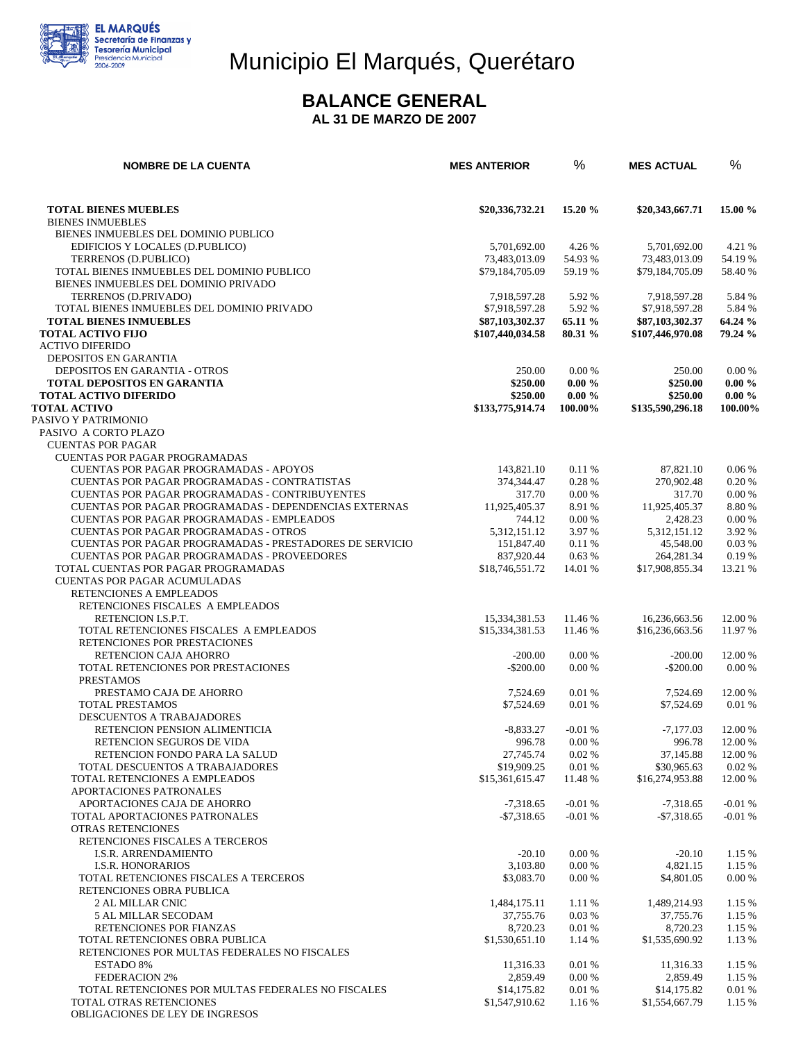EL MARQUÉS
Secretaría de Finanzas y Tesorería Municipal
Presidencia Municipal 2006-2009

# Municipio El Marqués, Querétaro

## BALANCE GENERAL

### AL 31 DE MARZO DE 2007

| NOMBRE DE LA CUENTA | MES ANTERIOR | % | MES ACTUAL | % |
|---|---|---|---|---|
| **TOTAL BIENES MUEBLES** | **$20,336,732.21** | **15.20 %** | **$20,343,667.71** | **15.00 %** |
| BIENES INMUEBLES | | | | |
| BIENES INMUEBLES DEL DOMINIO PUBLICO | | | | |
| EDIFICIOS Y LOCALES (D.PUBLICO) | 5,701,692.00 | 4.26 % | 5,701,692.00 | 4.21 % |
| TERRENOS (D.PUBLICO) | 73,483,013.09 | 54.93 % | 73,483,013.09 | 54.19 % |
| TOTAL BIENES INMUEBLES DEL DOMINIO PUBLICO | $79,184,705.09 | 59.19 % | $79,184,705.09 | 58.40 % |
| BIENES INMUEBLES DEL DOMINIO PRIVADO | | | | |
| TERRENOS (D.PRIVADO) | 7,918,597.28 | 5.92 % | 7,918,597.28 | 5.84 % |
| TOTAL BIENES INMUEBLES DEL DOMINIO PRIVADO | $7,918,597.28 | 5.92 % | $7,918,597.28 | 5.84 % |
| **TOTAL BIENES INMUEBLES** | **$87,103,302.37** | **65.11 %** | **$87,103,302.37** | **64.24 %** |
| **TOTAL ACTIVO FIJO** | **$107,440,034.58** | **80.31 %** | **$107,446,970.08** | **79.24 %** |
| ACTIVO DIFERIDO | | | | |
| DEPOSITOS EN GARANTIA | | | | |
| DEPOSITOS EN GARANTIA - OTROS | 250.00 | 0.00 % | 250.00 | 0.00 % |
| **TOTAL DEPOSITOS EN GARANTIA** | **$250.00** | **0.00 %** | **$250.00** | **0.00 %** |
| **TOTAL ACTIVO DIFERIDO** | **$250.00** | **0.00 %** | **$250.00** | **0.00 %** |
| **TOTAL ACTIVO** | **$133,775,914.74** | **100.00%** | **$135,590,296.18** | **100.00%** |
| PASIVO Y PATRIMONIO | | | | |
| PASIVO A CORTO PLAZO | | | | |
| CUENTAS POR PAGAR | | | | |
| CUENTAS POR PAGAR PROGRAMADAS | | | | |
| CUENTAS POR PAGAR PROGRAMADAS - APOYOS | 143,821.10 | 0.11 % | 87,821.10 | 0.06 % |
| CUENTAS POR PAGAR PROGRAMADAS - CONTRATISTAS | 374,344.47 | 0.28 % | 270,902.48 | 0.20 % |
| CUENTAS POR PAGAR PROGRAMADAS - CONTRIBUYENTES | 317.70 | 0.00 % | 317.70 | 0.00 % |
| CUENTAS POR PAGAR PROGRAMADAS - DEPENDENCIAS EXTERNAS | 11,925,405.37 | 8.91 % | 11,925,405.37 | 8.80 % |
| CUENTAS POR PAGAR PROGRAMADAS - EMPLEADOS | 744.12 | 0.00 % | 2,428.23 | 0.00 % |
| CUENTAS POR PAGAR PROGRAMADAS - OTROS | 5,312,151.12 | 3.97 % | 5,312,151.12 | 3.92 % |
| CUENTAS POR PAGAR PROGRAMADAS - PRESTADORES DE SERVICIO | 151,847.40 | 0.11 % | 45,548.00 | 0.03 % |
| CUENTAS POR PAGAR PROGRAMADAS - PROVEEDORES | 837,920.44 | 0.63 % | 264,281.34 | 0.19 % |
| TOTAL CUENTAS POR PAGAR PROGRAMADAS | $18,746,551.72 | 14.01 % | $17,908,855.34 | 13.21 % |
| CUENTAS POR PAGAR ACUMULADAS | | | | |
| RETENCIONES A EMPLEADOS | | | | |
| RETENCIONES FISCALES A EMPLEADOS | | | | |
| RETENCION I.S.P.T. | 15,334,381.53 | 11.46 % | 16,236,663.56 | 12.00 % |
| TOTAL RETENCIONES FISCALES A EMPLEADOS | $15,334,381.53 | 11.46 % | $16,236,663.56 | 11.97 % |
| RETENCIONES POR PRESTACIONES | | | | |
| RETENCION CAJA AHORRO | -200.00 | 0.00 % | -200.00 | 12.00 % |
| TOTAL RETENCIONES POR PRESTACIONES | -$200.00 | 0.00 % | -$200.00 | 0.00 % |
| PRESTAMOS | | | | |
| PRESTAMO CAJA DE AHORRO | 7,524.69 | 0.01 % | 7,524.69 | 12.00 % |
| TOTAL PRESTAMOS | $7,524.69 | 0.01 % | $7,524.69 | 0.01 % |
| DESCUENTOS A TRABAJADORES | | | | |
| RETENCION PENSION ALIMENTICIA | -8,833.27 | -0.01 % | -7,177.03 | 12.00 % |
| RETENCION SEGUROS DE VIDA | 996.78 | 0.00 % | 996.78 | 12.00 % |
| RETENCION FONDO PARA LA SALUD | 27,745.74 | 0.02 % | 37,145.88 | 12.00 % |
| TOTAL DESCUENTOS A TRABAJADORES | $19,909.25 | 0.01 % | $30,965.63 | 0.02 % |
| TOTAL RETENCIONES A EMPLEADOS | $15,361,615.47 | 11.48 % | $16,274,953.88 | 12.00 % |
| APORTACIONES PATRONALES | | | | |
| APORTACIONES CAJA DE AHORRO | -7,318.65 | -0.01 % | -7,318.65 | -0.01 % |
| TOTAL APORTACIONES PATRONALES | -$7,318.65 | -0.01 % | -$7,318.65 | -0.01 % |
| OTRAS RETENCIONES | | | | |
| RETENCIONES FISCALES A TERCEROS | | | | |
| I.S.R. ARRENDAMIENTO | -20.10 | 0.00 % | -20.10 | 1.15 % |
| I.S.R. HONORARIOS | 3,103.80 | 0.00 % | 4,821.15 | 1.15 % |
| TOTAL RETENCIONES FISCALES A TERCEROS | $3,083.70 | 0.00 % | $4,801.05 | 0.00 % |
| RETENCIONES OBRA PUBLICA | | | | |
| 2 AL MILLAR CNIC | 1,484,175.11 | 1.11 % | 1,489,214.93 | 1.15 % |
| 5 AL MILLAR SECODAM | 37,755.76 | 0.03 % | 37,755.76 | 1.15 % |
| RETENCIONES POR FIANZAS | 8,720.23 | 0.01 % | 8,720.23 | 1.15 % |
| TOTAL RETENCIONES OBRA PUBLICA | $1,530,651.10 | 1.14 % | $1,535,690.92 | 1.13 % |
| RETENCIONES POR MULTAS FEDERALES NO FISCALES | | | | |
| ESTADO 8% | 11,316.33 | 0.01 % | 11,316.33 | 1.15 % |
| FEDERACION 2% | 2,859.49 | 0.00 % | 2,859.49 | 1.15 % |
| TOTAL RETENCIONES POR MULTAS FEDERALES NO FISCALES | $14,175.82 | 0.01 % | $14,175.82 | 0.01 % |
| TOTAL OTRAS RETENCIONES | $1,547,910.62 | 1.16 % | $1,554,667.79 | 1.15 % |
| OBLIGACIONES DE LEY DE INGRESOS | | | | |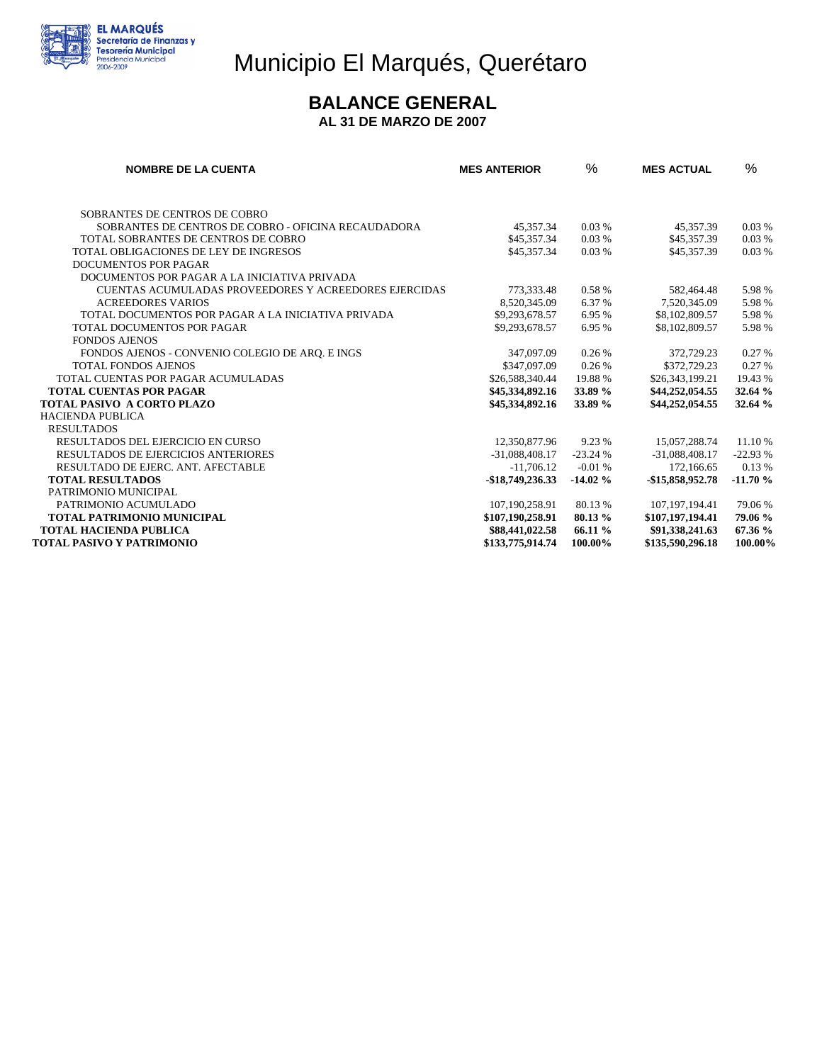EL MARQUÉS
Secretaría de Finanzas y Tesorería Municipal
Presidencia Municipal 2006-2009

# Municipio El Marqués, Querétaro

## BALANCE GENERAL

### AL 31 DE MARZO DE 2007

| NOMBRE DE LA CUENTA | MES ANTERIOR | % | MES ACTUAL | % |
|---|---|---|---|---|
| SOBRANTES DE CENTROS DE COBRO | | | | |
| SOBRANTES DE CENTROS DE COBRO - OFICINA RECAUDADORA | 45,357.34 | 0.03 % | 45,357.39 | 0.03 % |
| TOTAL SOBRANTES DE CENTROS DE COBRO | $45,357.34 | 0.03 % | $45,357.39 | 0.03 % |
| TOTAL OBLIGACIONES DE LEY DE INGRESOS | $45,357.34 | 0.03 % | $45,357.39 | 0.03 % |
| DOCUMENTOS POR PAGAR | | | | |
| DOCUMENTOS POR PAGAR A LA INICIATIVA PRIVADA | | | | |
| CUENTAS ACUMULADAS PROVEEDORES Y ACREEDORES EJERCIDAS | 773,333.48 | 0.58 % | 582,464.48 | 5.98 % |
| ACREEDORES VARIOS | 8,520,345.09 | 6.37 % | 7,520,345.09 | 5.98 % |
| TOTAL DOCUMENTOS POR PAGAR A LA INICIATIVA PRIVADA | $9,293,678.57 | 6.95 % | $8,102,809.57 | 5.98 % |
| TOTAL DOCUMENTOS POR PAGAR | $9,293,678.57 | 6.95 % | $8,102,809.57 | 5.98 % |
| FONDOS AJENOS | | | | |
| FONDOS AJENOS - CONVENIO COLEGIO DE ARQ. E INGS | 347,097.09 | 0.26 % | 372,729.23 | 0.27 % |
| TOTAL FONDOS AJENOS | $347,097.09 | 0.26 % | $372,729.23 | 0.27 % |
| TOTAL CUENTAS POR PAGAR ACUMULADAS | $26,588,340.44 | 19.88 % | $26,343,199.21 | 19.43 % |
| **TOTAL CUENTAS POR PAGAR** | **$45,334,892.16** | **33.89 %** | **$44,252,054.55** | **32.64 %** |
| **TOTAL PASIVO A CORTO PLAZO** | **$45,334,892.16** | **33.89 %** | **$44,252,054.55** | **32.64 %** |
| HACIENDA PUBLICA | | | | |
| RESULTADOS | | | | |
| RESULTADOS DEL EJERCICIO EN CURSO | 12,350,877.96 | 9.23 % | 15,057,288.74 | 11.10 % |
| RESULTADOS DE EJERCICIOS ANTERIORES | -31,088,408.17 | -23.24 % | -31,088,408.17 | -22.93 % |
| RESULTADO DE EJERC. ANT. AFECTABLE | -11,706.12 | -0.01 % | 172,166.65 | 0.13 % |
| **TOTAL RESULTADOS** | **-$18,749,236.33** | **-14.02 %** | **-$15,858,952.78** | **-11.70 %** |
| PATRIMONIO MUNICIPAL | | | | |
| PATRIMONIO ACUMULADO | 107,190,258.91 | 80.13 % | 107,197,194.41 | 79.06 % |
| **TOTAL PATRIMONIO MUNICIPAL** | **$107,190,258.91** | **80.13 %** | **$107,197,194.41** | **79.06 %** |
| **TOTAL HACIENDA PUBLICA** | **$88,441,022.58** | **66.11 %** | **$91,338,241.63** | **67.36 %** |
| **TOTAL PASIVO Y PATRIMONIO** | **$133,775,914.74** | **100.00%** | **$135,590,296.18** | **100.00%** |